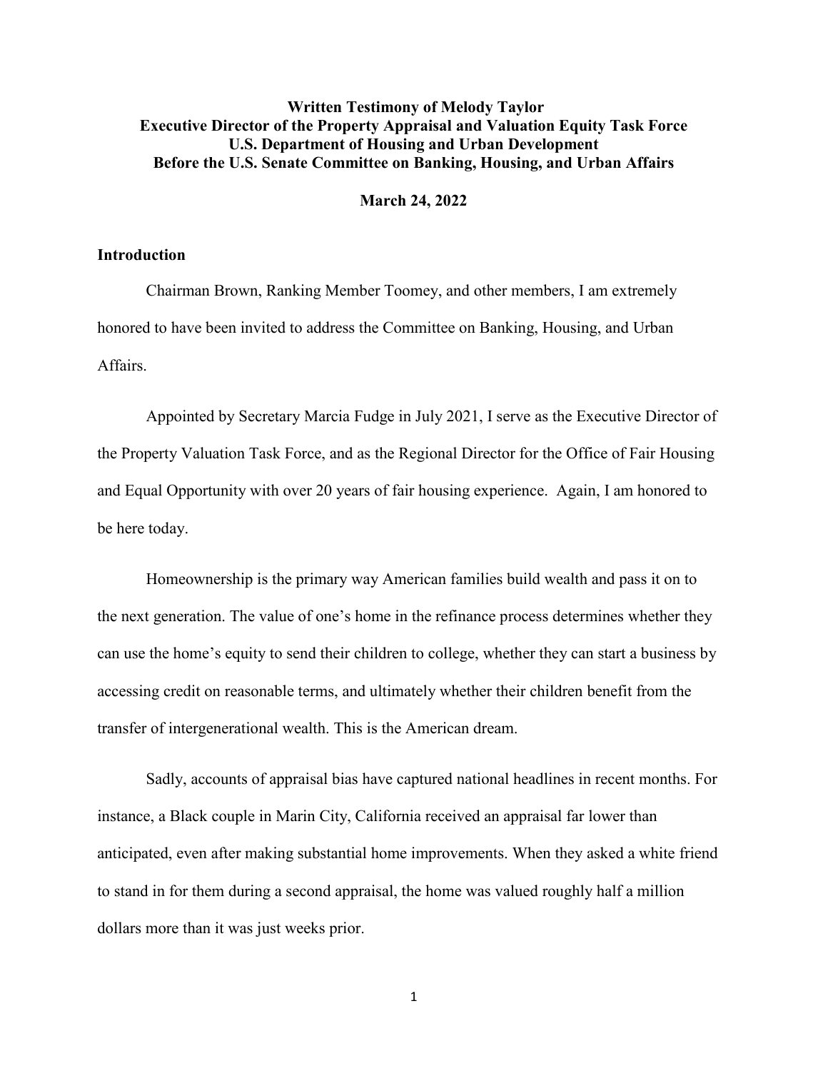**Written Testimony of Melody Taylor**
**Executive Director of the Property Appraisal and Valuation Equity Task Force**
**U.S. Department of Housing and Urban Development**
**Before the U.S. Senate Committee on Banking, Housing, and Urban Affairs**

**March 24, 2022**

## Introduction

Chairman Brown, Ranking Member Toomey, and other members, I am extremely honored to have been invited to address the Committee on Banking, Housing, and Urban Affairs.

Appointed by Secretary Marcia Fudge in July 2021, I serve as the Executive Director of the Property Valuation Task Force, and as the Regional Director for the Office of Fair Housing and Equal Opportunity with over 20 years of fair housing experience. Again, I am honored to be here today.

Homeownership is the primary way American families build wealth and pass it on to the next generation. The value of one's home in the refinance process determines whether they can use the home's equity to send their children to college, whether they can start a business by accessing credit on reasonable terms, and ultimately whether their children benefit from the transfer of intergenerational wealth. This is the American dream.

Sadly, accounts of appraisal bias have captured national headlines in recent months. For instance, a Black couple in Marin City, California received an appraisal far lower than anticipated, even after making substantial home improvements. When they asked a white friend to stand in for them during a second appraisal, the home was valued roughly half a million dollars more than it was just weeks prior.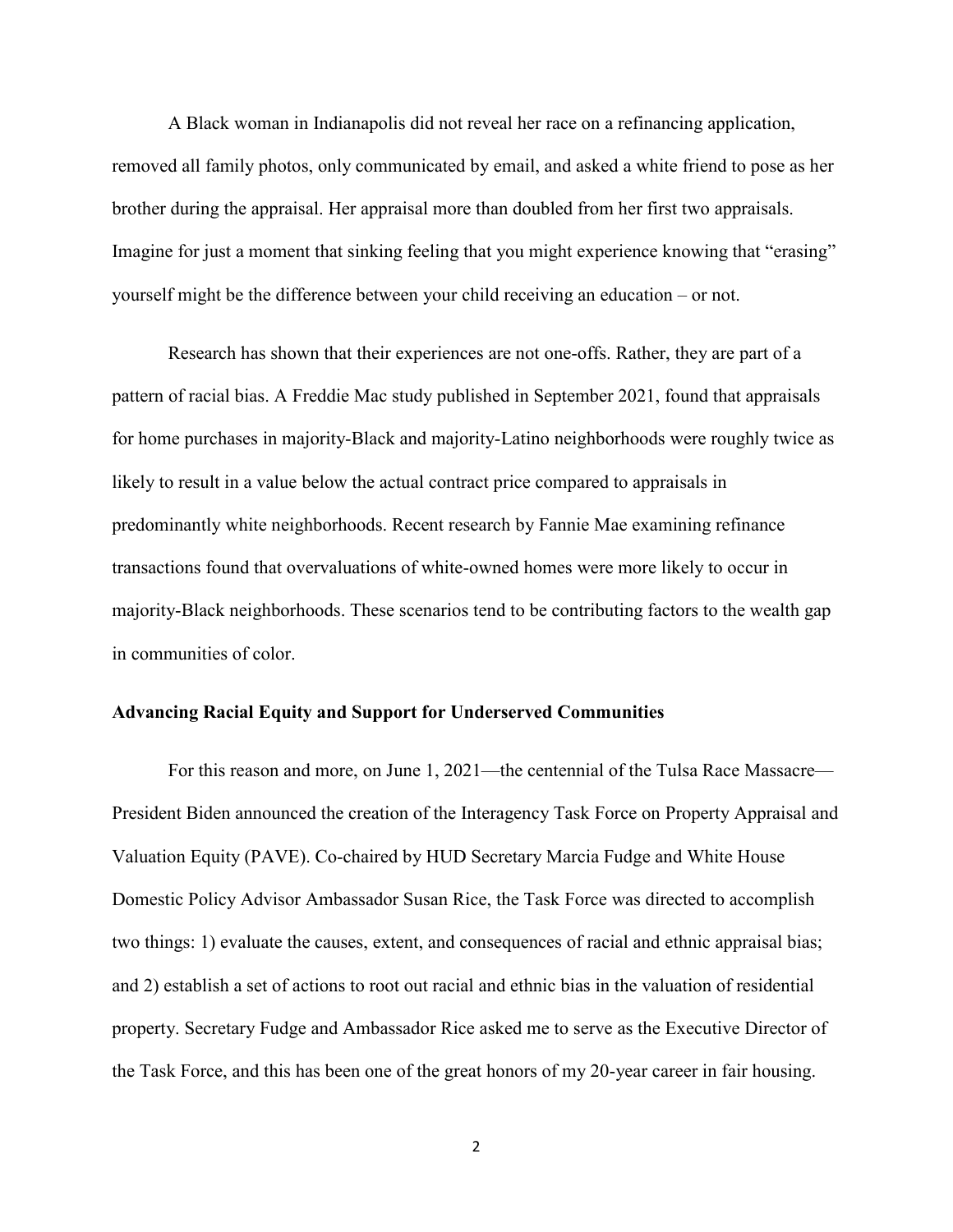A Black woman in Indianapolis did not reveal her race on a refinancing application, removed all family photos, only communicated by email, and asked a white friend to pose as her brother during the appraisal. Her appraisal more than doubled from her first two appraisals. Imagine for just a moment that sinking feeling that you might experience knowing that "erasing" yourself might be the difference between your child receiving an education – or not.

Research has shown that their experiences are not one-offs. Rather, they are part of a pattern of racial bias. A Freddie Mac study published in September 2021, found that appraisals for home purchases in majority-Black and majority-Latino neighborhoods were roughly twice as likely to result in a value below the actual contract price compared to appraisals in predominantly white neighborhoods. Recent research by Fannie Mae examining refinance transactions found that overvaluations of white-owned homes were more likely to occur in majority-Black neighborhoods. These scenarios tend to be contributing factors to the wealth gap in communities of color.

**Advancing Racial Equity and Support for Underserved Communities**

For this reason and more, on June 1, 2021—the centennial of the Tulsa Race Massacre—President Biden announced the creation of the Interagency Task Force on Property Appraisal and Valuation Equity (PAVE). Co-chaired by HUD Secretary Marcia Fudge and White House Domestic Policy Advisor Ambassador Susan Rice, the Task Force was directed to accomplish two things: 1) evaluate the causes, extent, and consequences of racial and ethnic appraisal bias; and 2) establish a set of actions to root out racial and ethnic bias in the valuation of residential property. Secretary Fudge and Ambassador Rice asked me to serve as the Executive Director of the Task Force, and this has been one of the great honors of my 20-year career in fair housing.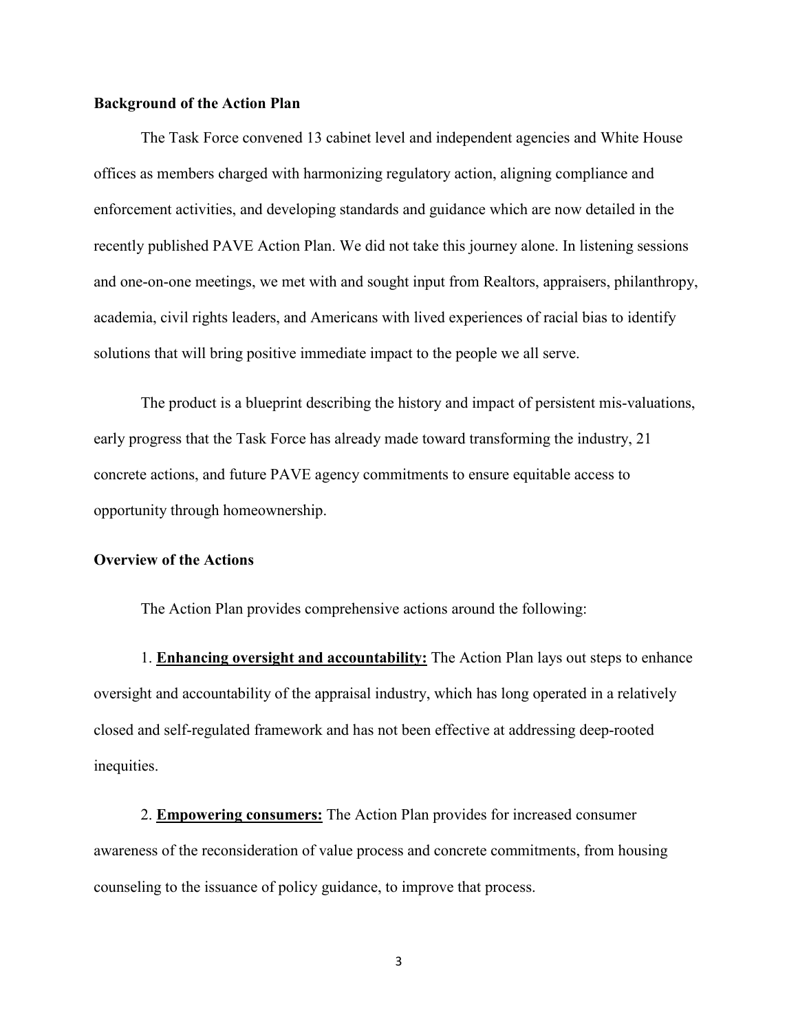**Background of the Action Plan**

The Task Force convened 13 cabinet level and independent agencies and White House offices as members charged with harmonizing regulatory action, aligning compliance and enforcement activities, and developing standards and guidance which are now detailed in the recently published PAVE Action Plan. We did not take this journey alone. In listening sessions and one-on-one meetings, we met with and sought input from Realtors, appraisers, philanthropy, academia, civil rights leaders, and Americans with lived experiences of racial bias to identify solutions that will bring positive immediate impact to the people we all serve.

The product is a blueprint describing the history and impact of persistent mis-valuations, early progress that the Task Force has already made toward transforming the industry, 21 concrete actions, and future PAVE agency commitments to ensure equitable access to opportunity through homeownership.

**Overview of the Actions**

The Action Plan provides comprehensive actions around the following:

1. **Enhancing oversight and accountability:** The Action Plan lays out steps to enhance oversight and accountability of the appraisal industry, which has long operated in a relatively closed and self-regulated framework and has not been effective at addressing deep-rooted inequities.

2. **Empowering consumers:** The Action Plan provides for increased consumer awareness of the reconsideration of value process and concrete commitments, from housing counseling to the issuance of policy guidance, to improve that process.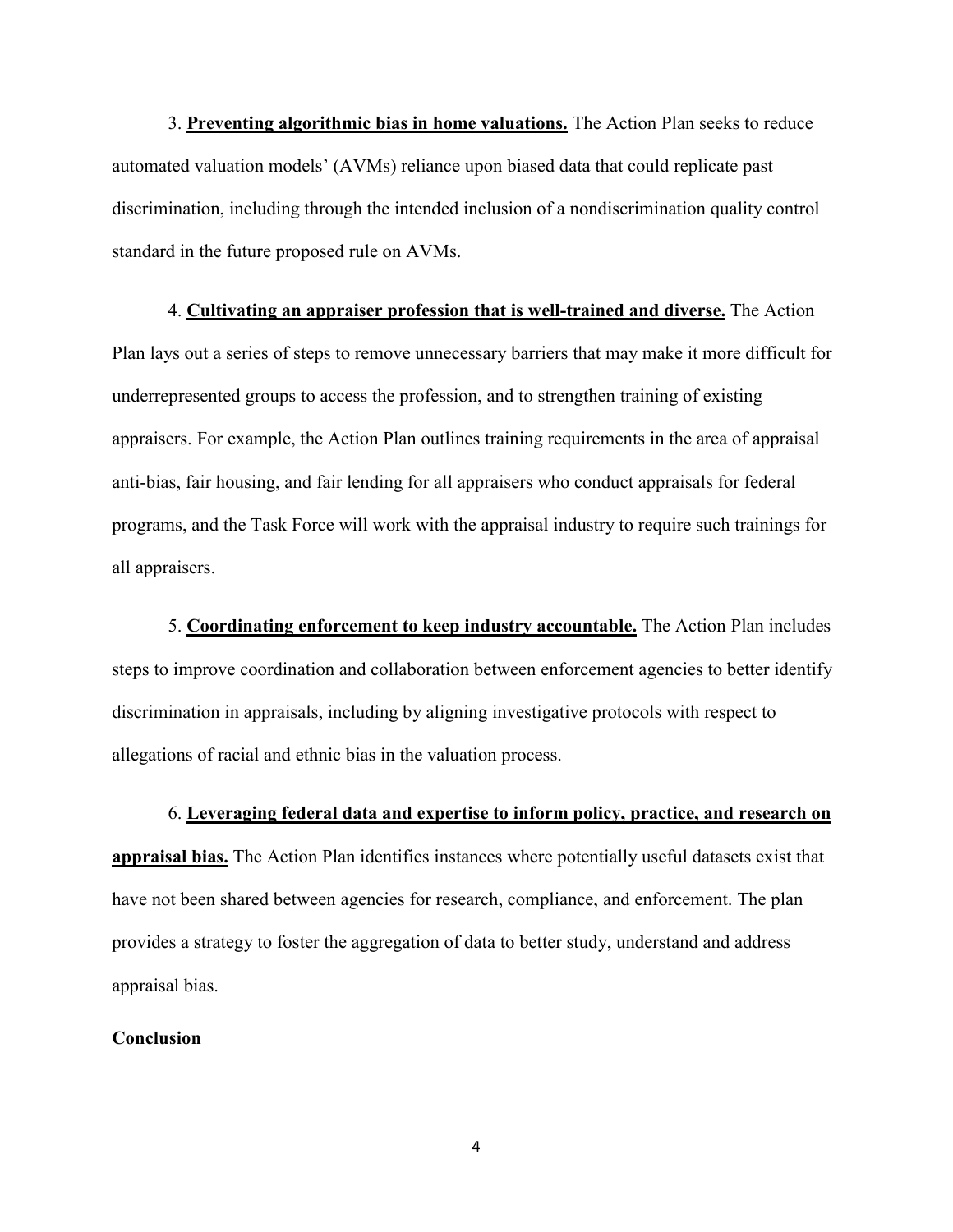3. **Preventing algorithmic bias in home valuations.** The Action Plan seeks to reduce automated valuation models' (AVMs) reliance upon biased data that could replicate past discrimination, including through the intended inclusion of a nondiscrimination quality control standard in the future proposed rule on AVMs.

4. **Cultivating an appraiser profession that is well-trained and diverse.** The Action Plan lays out a series of steps to remove unnecessary barriers that may make it more difficult for underrepresented groups to access the profession, and to strengthen training of existing appraisers. For example, the Action Plan outlines training requirements in the area of appraisal anti-bias, fair housing, and fair lending for all appraisers who conduct appraisals for federal programs, and the Task Force will work with the appraisal industry to require such trainings for all appraisers.

5. **Coordinating enforcement to keep industry accountable.** The Action Plan includes steps to improve coordination and collaboration between enforcement agencies to better identify discrimination in appraisals, including by aligning investigative protocols with respect to allegations of racial and ethnic bias in the valuation process.

6. **Leveraging federal data and expertise to inform policy, practice, and research on appraisal bias.** The Action Plan identifies instances where potentially useful datasets exist that have not been shared between agencies for research, compliance, and enforcement. The plan provides a strategy to foster the aggregation of data to better study, understand and address appraisal bias.

**Conclusion**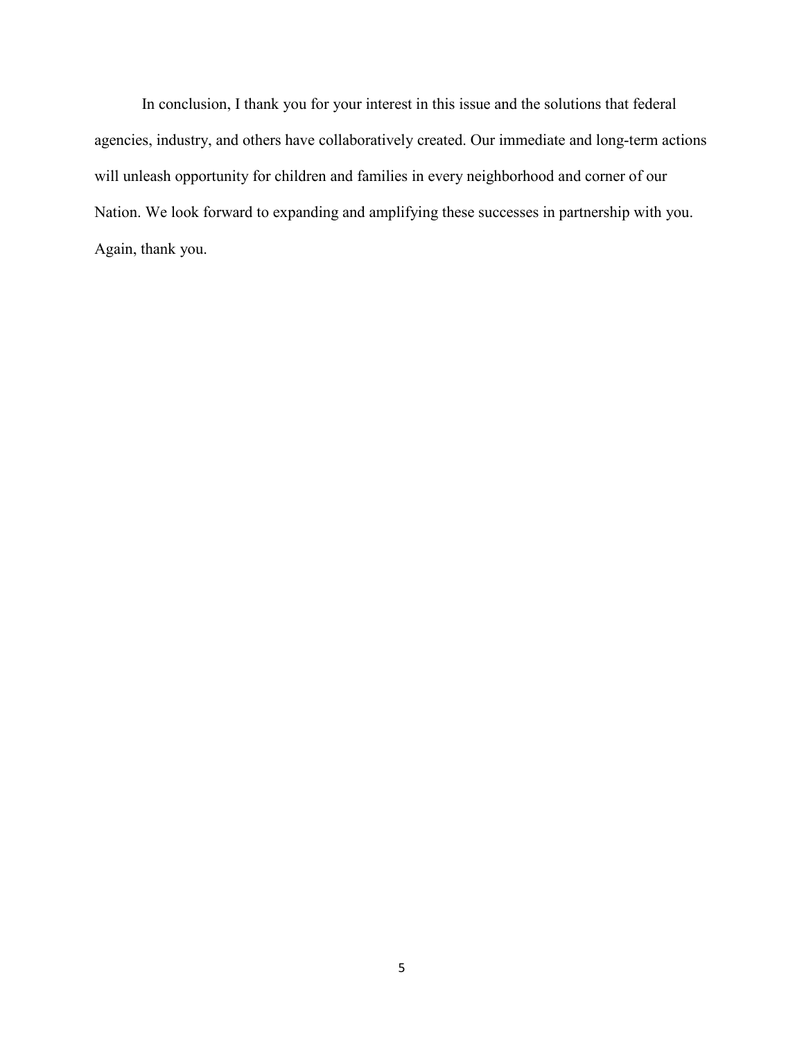In conclusion, I thank you for your interest in this issue and the solutions that federal agencies, industry, and others have collaboratively created. Our immediate and long-term actions will unleash opportunity for children and families in every neighborhood and corner of our Nation. We look forward to expanding and amplifying these successes in partnership with you. Again, thank you.